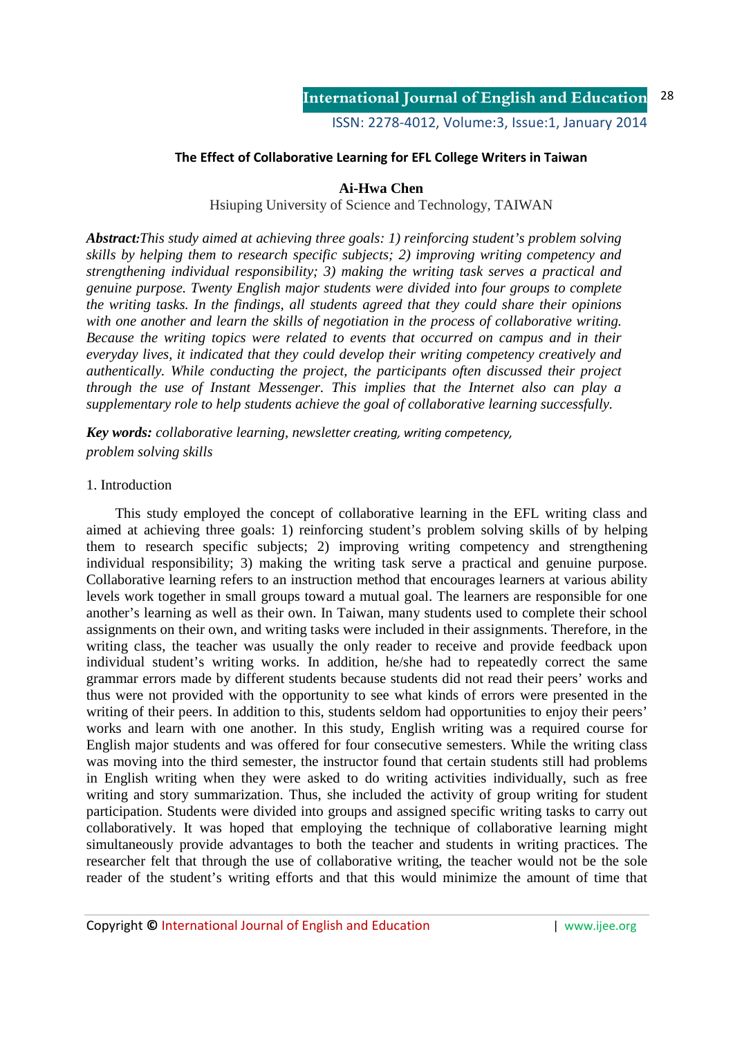### The Effect of Collaborative Learning for EFL College Writers in Taiwan

**Ai-Hwa Chen**

Hsiuping University of Science and Technology, TAIWAN

***Abstract:****This study aimed at achieving three goals: 1) reinforcing student's problem solving skills by helping them to research specific subjects; 2) improving writing competency and strengthening individual responsibility; 3) making the writing task serves a practical and genuine purpose. Twenty English major students were divided into four groups to complete the writing tasks. In the findings, all students agreed that they could share their opinions with one another and learn the skills of negotiation in the process of collaborative writing. Because the writing topics were related to events that occurred on campus and in their everyday lives, it indicated that they could develop their writing competency creatively and authentically. While conducting the project, the participants often discussed their project through the use of Instant Messenger. This implies that the Internet also can play a supplementary role to help students achieve the goal of collaborative learning successfully.*

***Key words:*** *collaborative learning, newsletter creating, writing competency, problem solving skills*

1. Introduction

This study employed the concept of collaborative learning in the EFL writing class and aimed at achieving three goals: 1) reinforcing student's problem solving skills of by helping them to research specific subjects; 2) improving writing competency and strengthening individual responsibility; 3) making the writing task serve a practical and genuine purpose. Collaborative learning refers to an instruction method that encourages learners at various ability levels work together in small groups toward a mutual goal. The learners are responsible for one another's learning as well as their own. In Taiwan, many students used to complete their school assignments on their own, and writing tasks were included in their assignments. Therefore, in the writing class, the teacher was usually the only reader to receive and provide feedback upon individual student's writing works. In addition, he/she had to repeatedly correct the same grammar errors made by different students because students did not read their peers' works and thus were not provided with the opportunity to see what kinds of errors were presented in the writing of their peers. In addition to this, students seldom had opportunities to enjoy their peers' works and learn with one another. In this study, English writing was a required course for English major students and was offered for four consecutive semesters. While the writing class was moving into the third semester, the instructor found that certain students still had problems in English writing when they were asked to do writing activities individually, such as free writing and story summarization. Thus, she included the activity of group writing for student participation. Students were divided into groups and assigned specific writing tasks to carry out collaboratively. It was hoped that employing the technique of collaborative learning might simultaneously provide advantages to both the teacher and students in writing practices. The researcher felt that through the use of collaborative writing, the teacher would not be the sole reader of the student's writing efforts and that this would minimize the amount of time that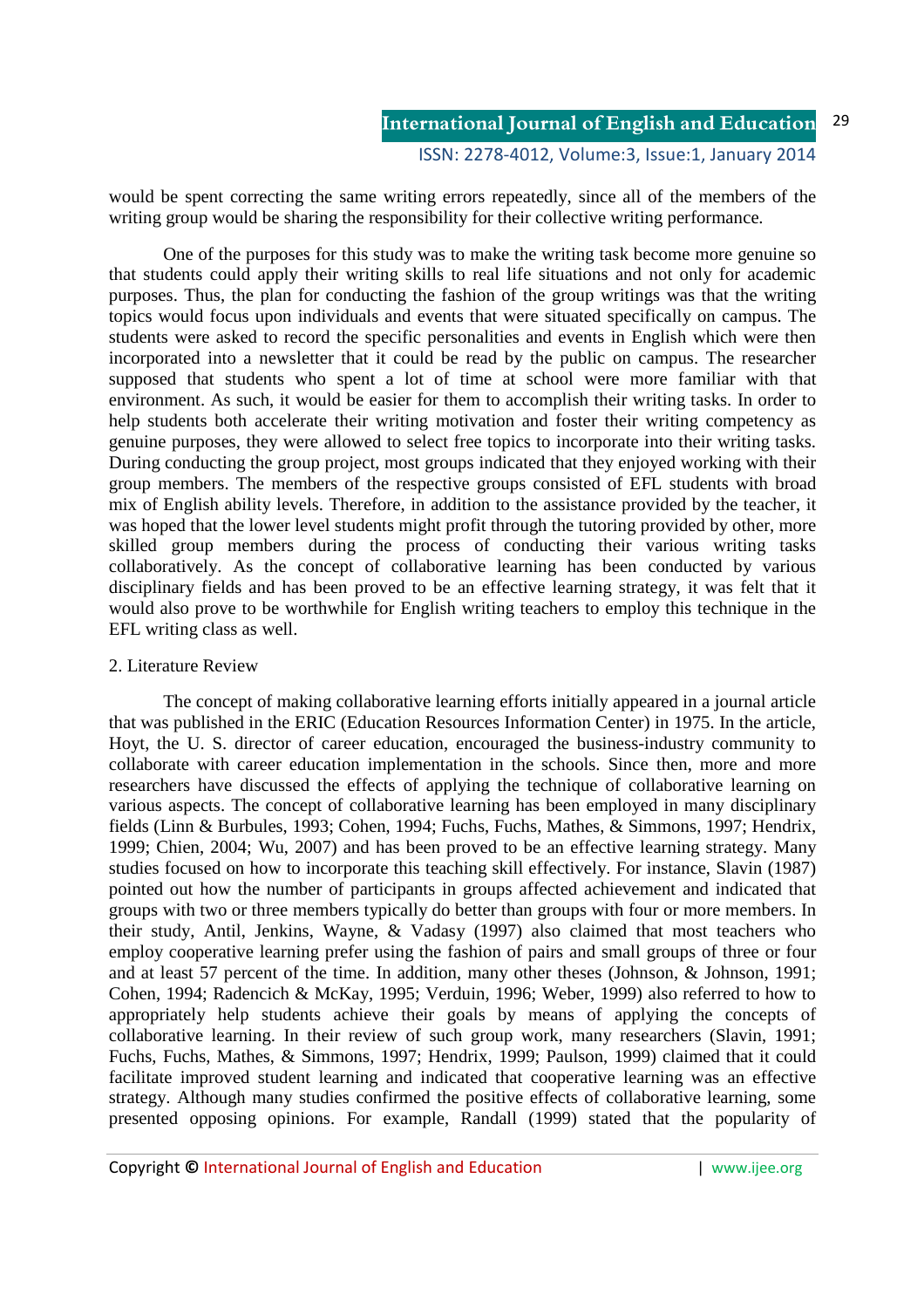would be spent correcting the same writing errors repeatedly, since all of the members of the writing group would be sharing the responsibility for their collective writing performance.

One of the purposes for this study was to make the writing task become more genuine so that students could apply their writing skills to real life situations and not only for academic purposes. Thus, the plan for conducting the fashion of the group writings was that the writing topics would focus upon individuals and events that were situated specifically on campus. The students were asked to record the specific personalities and events in English which were then incorporated into a newsletter that it could be read by the public on campus. The researcher supposed that students who spent a lot of time at school were more familiar with that environment. As such, it would be easier for them to accomplish their writing tasks. In order to help students both accelerate their writing motivation and foster their writing competency as genuine purposes, they were allowed to select free topics to incorporate into their writing tasks. During conducting the group project, most groups indicated that they enjoyed working with their group members. The members of the respective groups consisted of EFL students with broad mix of English ability levels. Therefore, in addition to the assistance provided by the teacher, it was hoped that the lower level students might profit through the tutoring provided by other, more skilled group members during the process of conducting their various writing tasks collaboratively. As the concept of collaborative learning has been conducted by various disciplinary fields and has been proved to be an effective learning strategy, it was felt that it would also prove to be worthwhile for English writing teachers to employ this technique in the EFL writing class as well.

## 2. Literature Review

The concept of making collaborative learning efforts initially appeared in a journal article that was published in the ERIC (Education Resources Information Center) in 1975. In the article, Hoyt, the U. S. director of career education, encouraged the business-industry community to collaborate with career education implementation in the schools. Since then, more and more researchers have discussed the effects of applying the technique of collaborative learning on various aspects. The concept of collaborative learning has been employed in many disciplinary fields (Linn & Burbules, 1993; Cohen, 1994; Fuchs, Fuchs, Mathes, & Simmons, 1997; Hendrix, 1999; Chien, 2004; Wu, 2007) and has been proved to be an effective learning strategy. Many studies focused on how to incorporate this teaching skill effectively. For instance, Slavin (1987) pointed out how the number of participants in groups affected achievement and indicated that groups with two or three members typically do better than groups with four or more members. In their study, Antil, Jenkins, Wayne, & Vadasy (1997) also claimed that most teachers who employ cooperative learning prefer using the fashion of pairs and small groups of three or four and at least 57 percent of the time. In addition, many other theses (Johnson, & Johnson, 1991; Cohen, 1994; Radencich & McKay, 1995; Verduin, 1996; Weber, 1999) also referred to how to appropriately help students achieve their goals by means of applying the concepts of collaborative learning. In their review of such group work, many researchers (Slavin, 1991; Fuchs, Fuchs, Mathes, & Simmons, 1997; Hendrix, 1999; Paulson, 1999) claimed that it could facilitate improved student learning and indicated that cooperative learning was an effective strategy. Although many studies confirmed the positive effects of collaborative learning, some presented opposing opinions. For example, Randall (1999) stated that the popularity of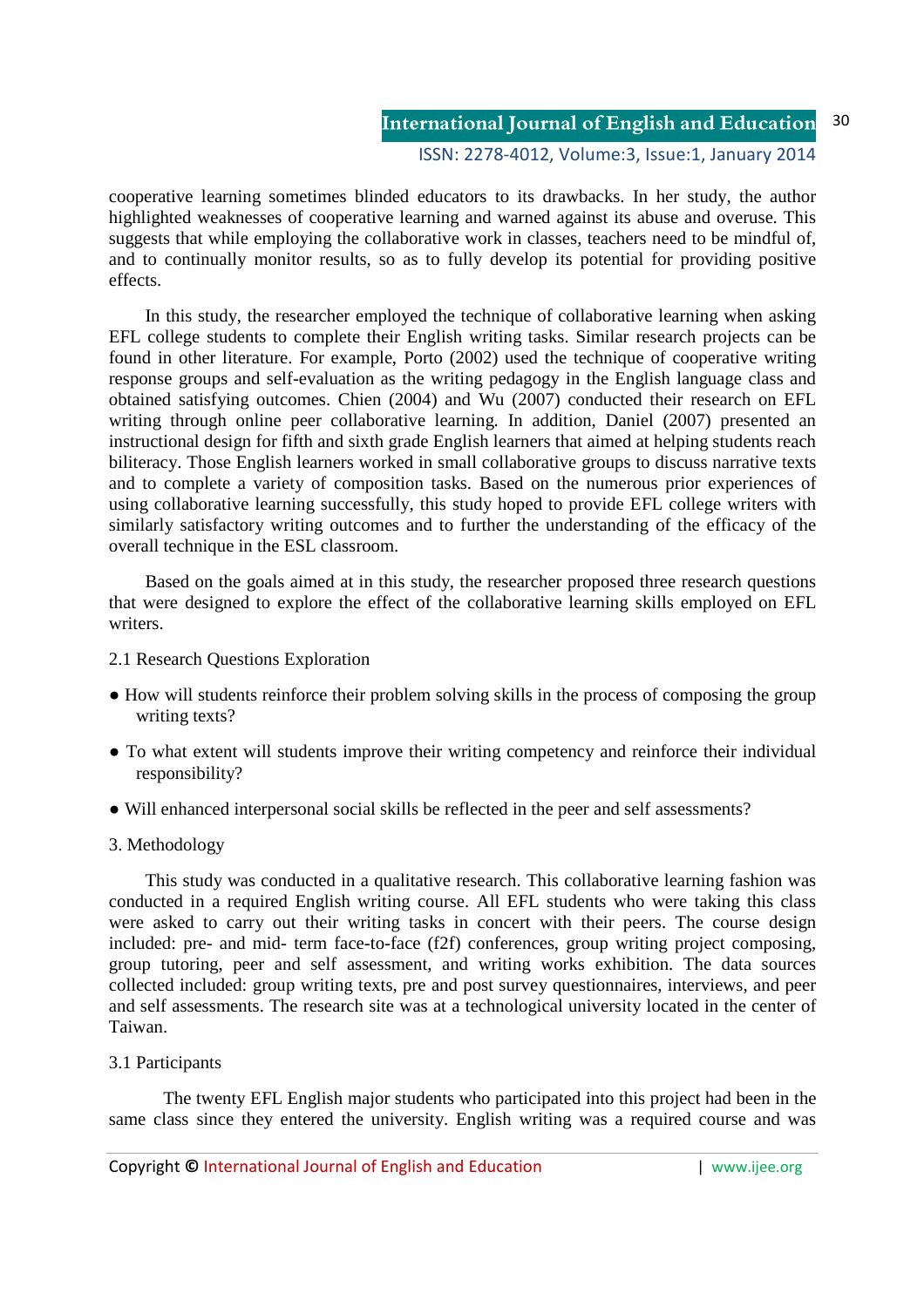cooperative learning sometimes blinded educators to its drawbacks. In her study, the author highlighted weaknesses of cooperative learning and warned against its abuse and overuse. This suggests that while employing the collaborative work in classes, teachers need to be mindful of, and to continually monitor results, so as to fully develop its potential for providing positive effects.

In this study, the researcher employed the technique of collaborative learning when asking EFL college students to complete their English writing tasks. Similar research projects can be found in other literature. For example, Porto (2002) used the technique of cooperative writing response groups and self-evaluation as the writing pedagogy in the English language class and obtained satisfying outcomes. Chien (2004) and Wu (2007) conducted their research on EFL writing through online peer collaborative learning. In addition, Daniel (2007) presented an instructional design for fifth and sixth grade English learners that aimed at helping students reach biliteracy. Those English learners worked in small collaborative groups to discuss narrative texts and to complete a variety of composition tasks. Based on the numerous prior experiences of using collaborative learning successfully, this study hoped to provide EFL college writers with similarly satisfactory writing outcomes and to further the understanding of the efficacy of the overall technique in the ESL classroom.

Based on the goals aimed at in this study, the researcher proposed three research questions that were designed to explore the effect of the collaborative learning skills employed on EFL writers.

## 2.1 Research Questions Exploration

- How will students reinforce their problem solving skills in the process of composing the group writing texts?
- To what extent will students improve their writing competency and reinforce their individual responsibility?
- Will enhanced interpersonal social skills be reflected in the peer and self assessments?

## 3. Methodology

This study was conducted in a qualitative research. This collaborative learning fashion was conducted in a required English writing course. All EFL students who were taking this class were asked to carry out their writing tasks in concert with their peers. The course design included: pre- and mid- term face-to-face (f2f) conferences, group writing project composing, group tutoring, peer and self assessment, and writing works exhibition. The data sources collected included: group writing texts, pre and post survey questionnaires, interviews, and peer and self assessments. The research site was at a technological university located in the center of Taiwan.

### 3.1 Participants

The twenty EFL English major students who participated into this project had been in the same class since they entered the university. English writing was a required course and was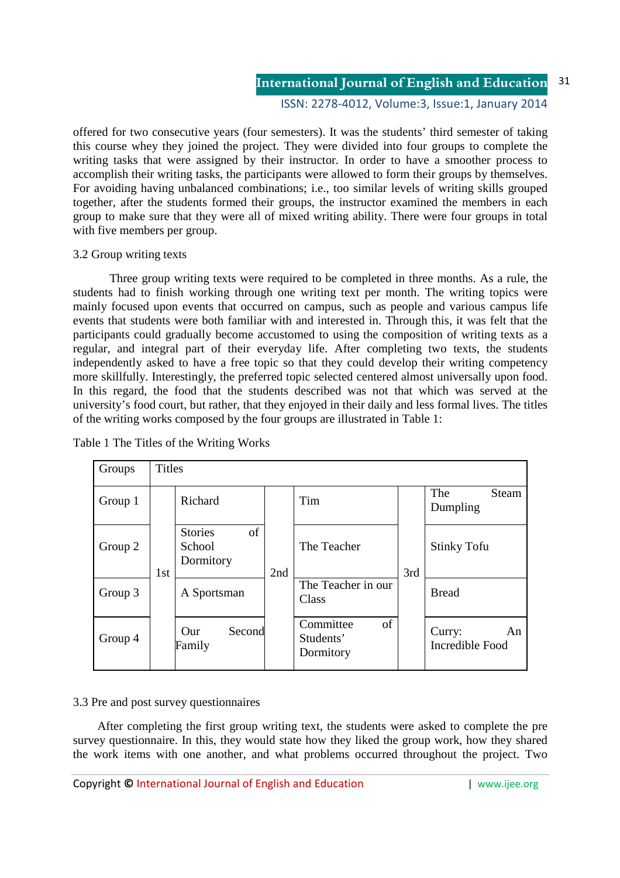offered for two consecutive years (four semesters). It was the students' third semester of taking this course whey they joined the project. They were divided into four groups to complete the writing tasks that were assigned by their instructor. In order to have a smoother process to accomplish their writing tasks, the participants were allowed to form their groups by themselves. For avoiding having unbalanced combinations; i.e., too similar levels of writing skills grouped together, after the students formed their groups, the instructor examined the members in each group to make sure that they were all of mixed writing ability. There were four groups in total with five members per group.

3.2 Group writing texts

Three group writing texts were required to be completed in three months. As a rule, the students had to finish working through one writing text per month. The writing topics were mainly focused upon events that occurred on campus, such as people and various campus life events that students were both familiar with and interested in. Through this, it was felt that the participants could gradually become accustomed to using the composition of writing texts as a regular, and integral part of their everyday life. After completing two texts, the students independently asked to have a free topic so that they could develop their writing competency more skillfully. Interestingly, the preferred topic selected centered almost universally upon food. In this regard, the food that the students described was not that which was served at the university's food court, but rather, that they enjoyed in their daily and less formal lives. The titles of the writing works composed by the four groups are illustrated in Table 1:

Table 1 The Titles of the Writing Works

| Groups | Titles | | | | | |
|---|---|---|---|---|---|---|
| Group 1 | 1st | Richard | 2nd | Tim | 3rd | The Steam Dumpling |
| Group 2 | | Stories of School Dormitory | | The Teacher | | Stinky Tofu |
| Group 3 | | A Sportsman | | The Teacher in our Class | | Bread |
| Group 4 | | Our Second Family | | Committee of Students' Dormitory | | Curry: An Incredible Food |

3.3 Pre and post survey questionnaires

After completing the first group writing text, the students were asked to complete the pre survey questionnaire. In this, they would state how they liked the group work, how they shared the work items with one another, and what problems occurred throughout the project. Two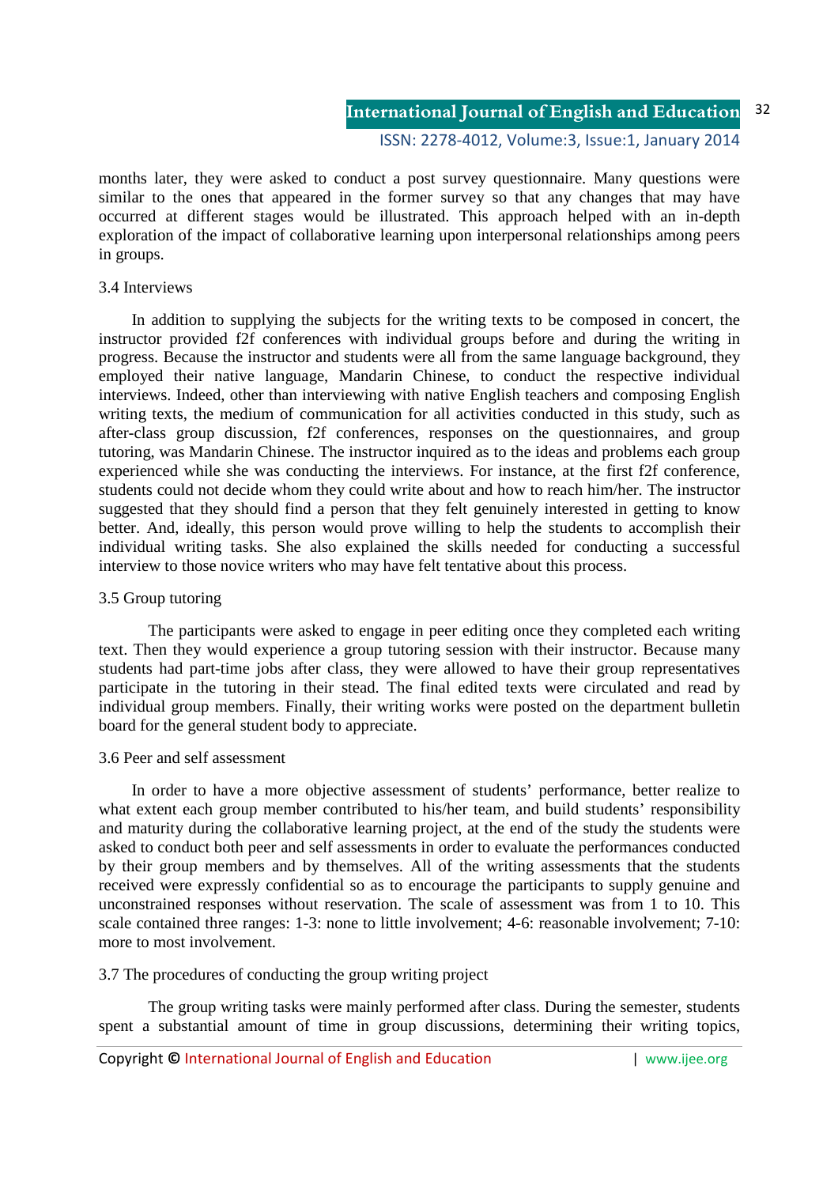months later, they were asked to conduct a post survey questionnaire. Many questions were similar to the ones that appeared in the former survey so that any changes that may have occurred at different stages would be illustrated. This approach helped with an in-depth exploration of the impact of collaborative learning upon interpersonal relationships among peers in groups.

### 3.4 Interviews

In addition to supplying the subjects for the writing texts to be composed in concert, the instructor provided f2f conferences with individual groups before and during the writing in progress. Because the instructor and students were all from the same language background, they employed their native language, Mandarin Chinese, to conduct the respective individual interviews. Indeed, other than interviewing with native English teachers and composing English writing texts, the medium of communication for all activities conducted in this study, such as after-class group discussion, f2f conferences, responses on the questionnaires, and group tutoring, was Mandarin Chinese. The instructor inquired as to the ideas and problems each group experienced while she was conducting the interviews. For instance, at the first f2f conference, students could not decide whom they could write about and how to reach him/her. The instructor suggested that they should find a person that they felt genuinely interested in getting to know better. And, ideally, this person would prove willing to help the students to accomplish their individual writing tasks. She also explained the skills needed for conducting a successful interview to those novice writers who may have felt tentative about this process.

### 3.5 Group tutoring

The participants were asked to engage in peer editing once they completed each writing text. Then they would experience a group tutoring session with their instructor. Because many students had part-time jobs after class, they were allowed to have their group representatives participate in the tutoring in their stead. The final edited texts were circulated and read by individual group members. Finally, their writing works were posted on the department bulletin board for the general student body to appreciate.

### 3.6 Peer and self assessment

In order to have a more objective assessment of students' performance, better realize to what extent each group member contributed to his/her team, and build students' responsibility and maturity during the collaborative learning project, at the end of the study the students were asked to conduct both peer and self assessments in order to evaluate the performances conducted by their group members and by themselves. All of the writing assessments that the students received were expressly confidential so as to encourage the participants to supply genuine and unconstrained responses without reservation. The scale of assessment was from 1 to 10. This scale contained three ranges: 1-3: none to little involvement; 4-6: reasonable involvement; 7-10: more to most involvement.

### 3.7 The procedures of conducting the group writing project

The group writing tasks were mainly performed after class. During the semester, students spent a substantial amount of time in group discussions, determining their writing topics,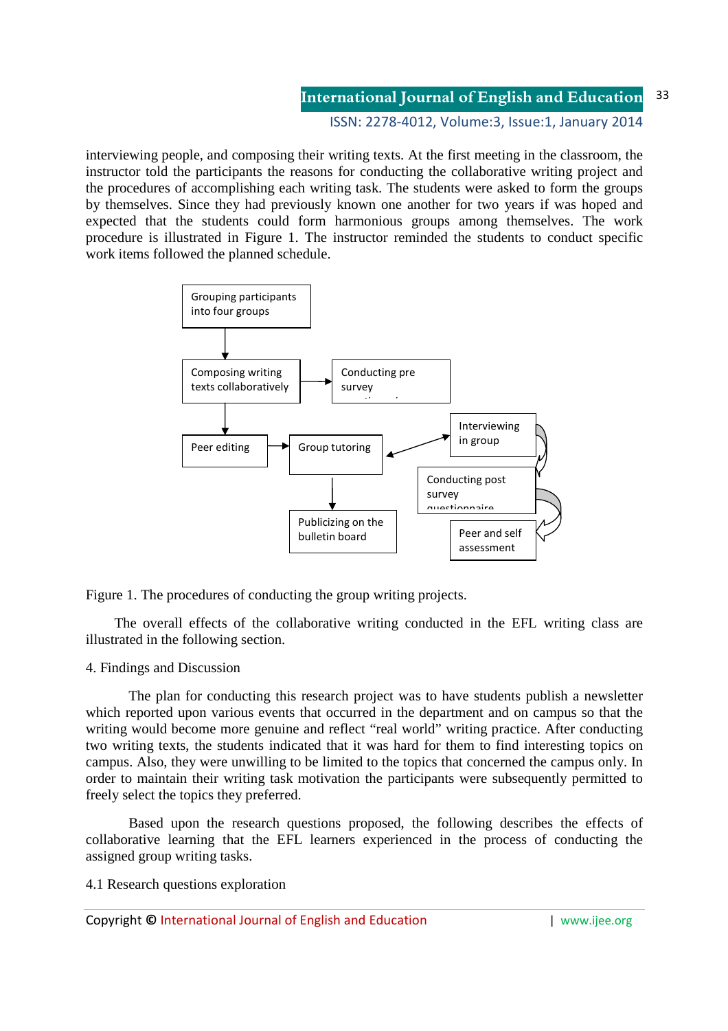interviewing people, and composing their writing texts. At the first meeting in the classroom, the instructor told the participants the reasons for conducting the collaborative writing project and the procedures of accomplishing each writing task. The students were asked to form the groups by themselves. Since they had previously known one another for two years if was hoped and expected that the students could form harmonious groups among themselves. The work procedure is illustrated in Figure 1. The instructor reminded the students to conduct specific work items followed the planned schedule.

Grouping participants into four groups

Composing writing texts collaboratively

Conducting pre survey questionnaire

Peer editing

Group tutoring

Interviewing in group

Conducting post survey questionnaire

Publicizing on the bulletin board

Peer and self assessment

Figure 1. The procedures of conducting the group writing projects.

The overall effects of the collaborative writing conducted in the EFL writing class are illustrated in the following section.

## 4. Findings and Discussion

The plan for conducting this research project was to have students publish a newsletter which reported upon various events that occurred in the department and on campus so that the writing would become more genuine and reflect "real world" writing practice. After conducting two writing texts, the students indicated that it was hard for them to find interesting topics on campus. Also, they were unwilling to be limited to the topics that concerned the campus only. In order to maintain their writing task motivation the participants were subsequently permitted to freely select the topics they preferred.

Based upon the research questions proposed, the following describes the effects of collaborative learning that the EFL learners experienced in the process of conducting the assigned group writing tasks.

### 4.1 Research questions exploration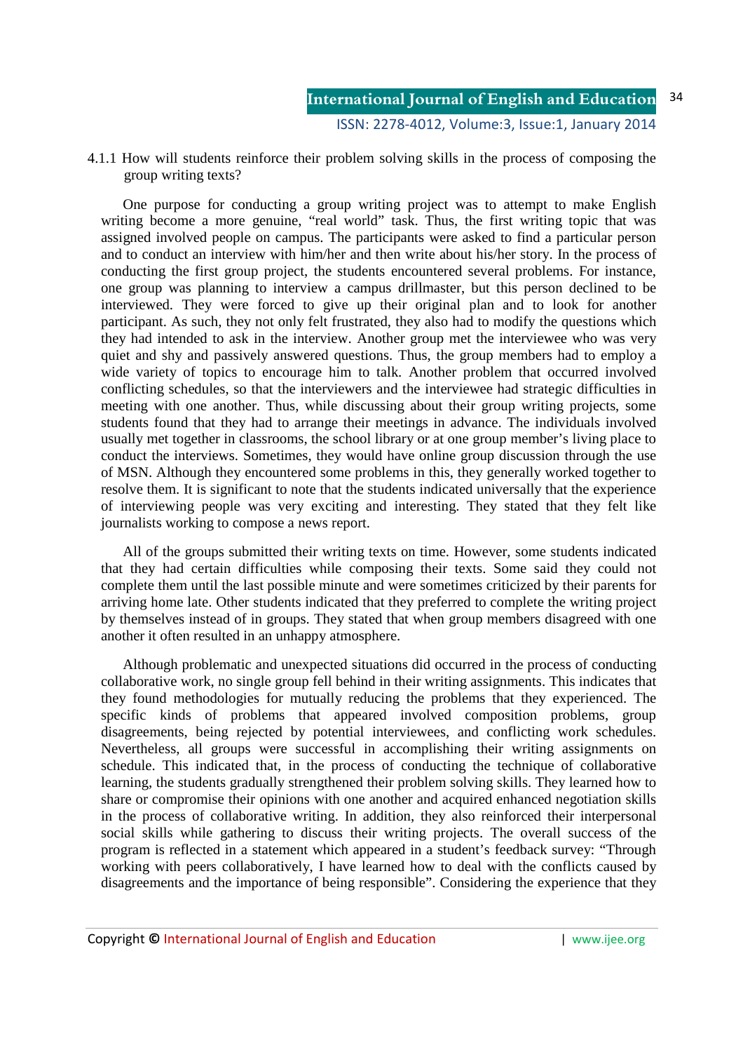#### 4.1.1 How will students reinforce their problem solving skills in the process of composing the group writing texts?

One purpose for conducting a group writing project was to attempt to make English writing become a more genuine, "real world" task. Thus, the first writing topic that was assigned involved people on campus. The participants were asked to find a particular person and to conduct an interview with him/her and then write about his/her story. In the process of conducting the first group project, the students encountered several problems. For instance, one group was planning to interview a campus drillmaster, but this person declined to be interviewed. They were forced to give up their original plan and to look for another participant. As such, they not only felt frustrated, they also had to modify the questions which they had intended to ask in the interview. Another group met the interviewee who was very quiet and shy and passively answered questions. Thus, the group members had to employ a wide variety of topics to encourage him to talk. Another problem that occurred involved conflicting schedules, so that the interviewers and the interviewee had strategic difficulties in meeting with one another. Thus, while discussing about their group writing projects, some students found that they had to arrange their meetings in advance. The individuals involved usually met together in classrooms, the school library or at one group member's living place to conduct the interviews. Sometimes, they would have online group discussion through the use of MSN. Although they encountered some problems in this, they generally worked together to resolve them. It is significant to note that the students indicated universally that the experience of interviewing people was very exciting and interesting. They stated that they felt like journalists working to compose a news report.

All of the groups submitted their writing texts on time. However, some students indicated that they had certain difficulties while composing their texts. Some said they could not complete them until the last possible minute and were sometimes criticized by their parents for arriving home late. Other students indicated that they preferred to complete the writing project by themselves instead of in groups. They stated that when group members disagreed with one another it often resulted in an unhappy atmosphere.

Although problematic and unexpected situations did occurred in the process of conducting collaborative work, no single group fell behind in their writing assignments. This indicates that they found methodologies for mutually reducing the problems that they experienced. The specific kinds of problems that appeared involved composition problems, group disagreements, being rejected by potential interviewees, and conflicting work schedules. Nevertheless, all groups were successful in accomplishing their writing assignments on schedule. This indicated that, in the process of conducting the technique of collaborative learning, the students gradually strengthened their problem solving skills. They learned how to share or compromise their opinions with one another and acquired enhanced negotiation skills in the process of collaborative writing. In addition, they also reinforced their interpersonal social skills while gathering to discuss their writing projects. The overall success of the program is reflected in a statement which appeared in a student's feedback survey: "Through working with peers collaboratively, I have learned how to deal with the conflicts caused by disagreements and the importance of being responsible". Considering the experience that they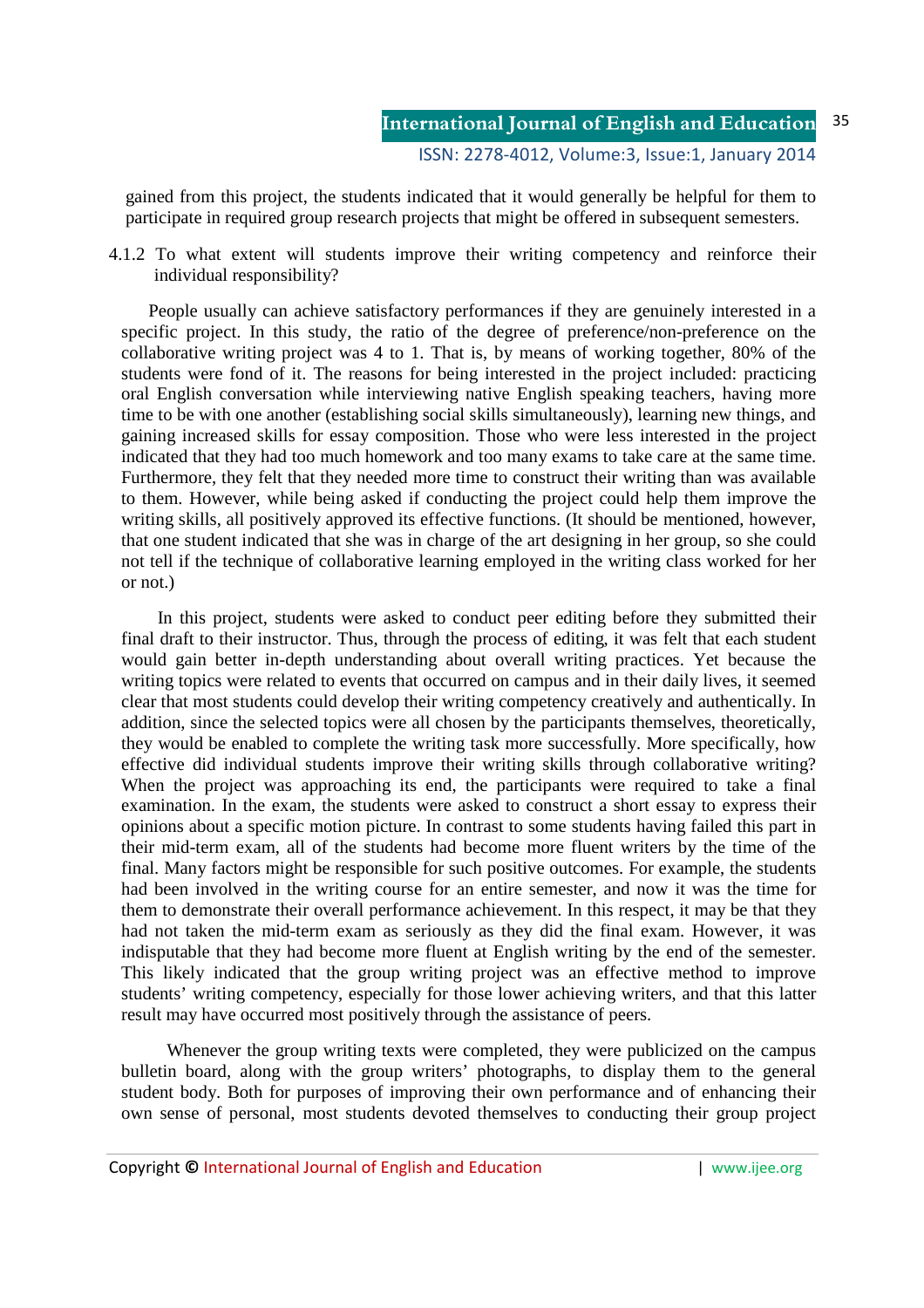gained from this project, the students indicated that it would generally be helpful for them to participate in required group research projects that might be offered in subsequent semesters.

4.1.2 To what extent will students improve their writing competency and reinforce their individual responsibility?

People usually can achieve satisfactory performances if they are genuinely interested in a specific project. In this study, the ratio of the degree of preference/non-preference on the collaborative writing project was 4 to 1. That is, by means of working together, 80% of the students were fond of it. The reasons for being interested in the project included: practicing oral English conversation while interviewing native English speaking teachers, having more time to be with one another (establishing social skills simultaneously), learning new things, and gaining increased skills for essay composition. Those who were less interested in the project indicated that they had too much homework and too many exams to take care at the same time. Furthermore, they felt that they needed more time to construct their writing than was available to them. However, while being asked if conducting the project could help them improve the writing skills, all positively approved its effective functions. (It should be mentioned, however, that one student indicated that she was in charge of the art designing in her group, so she could not tell if the technique of collaborative learning employed in the writing class worked for her or not.)

In this project, students were asked to conduct peer editing before they submitted their final draft to their instructor. Thus, through the process of editing, it was felt that each student would gain better in-depth understanding about overall writing practices. Yet because the writing topics were related to events that occurred on campus and in their daily lives, it seemed clear that most students could develop their writing competency creatively and authentically. In addition, since the selected topics were all chosen by the participants themselves, theoretically, they would be enabled to complete the writing task more successfully. More specifically, how effective did individual students improve their writing skills through collaborative writing? When the project was approaching its end, the participants were required to take a final examination. In the exam, the students were asked to construct a short essay to express their opinions about a specific motion picture. In contrast to some students having failed this part in their mid-term exam, all of the students had become more fluent writers by the time of the final. Many factors might be responsible for such positive outcomes. For example, the students had been involved in the writing course for an entire semester, and now it was the time for them to demonstrate their overall performance achievement. In this respect, it may be that they had not taken the mid-term exam as seriously as they did the final exam. However, it was indisputable that they had become more fluent at English writing by the end of the semester. This likely indicated that the group writing project was an effective method to improve students' writing competency, especially for those lower achieving writers, and that this latter result may have occurred most positively through the assistance of peers.

Whenever the group writing texts were completed, they were publicized on the campus bulletin board, along with the group writers' photographs, to display them to the general student body. Both for purposes of improving their own performance and of enhancing their own sense of personal, most students devoted themselves to conducting their group project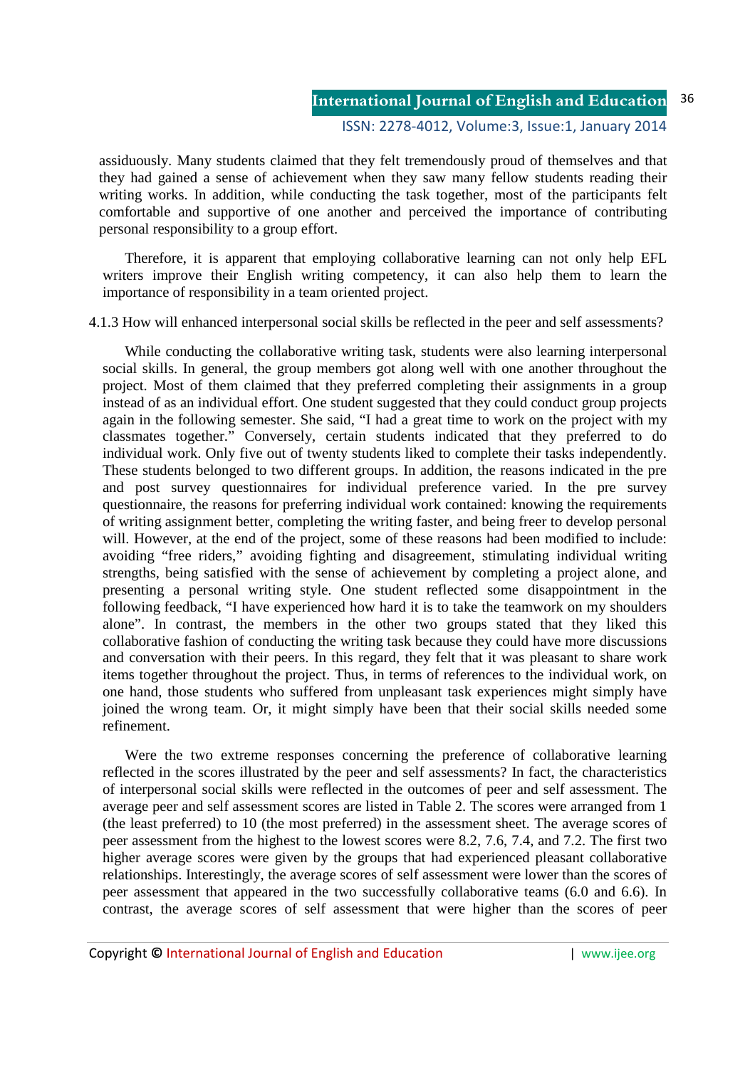assiduously. Many students claimed that they felt tremendously proud of themselves and that they had gained a sense of achievement when they saw many fellow students reading their writing works. In addition, while conducting the task together, most of the participants felt comfortable and supportive of one another and perceived the importance of contributing personal responsibility to a group effort.

Therefore, it is apparent that employing collaborative learning can not only help EFL writers improve their English writing competency, it can also help them to learn the importance of responsibility in a team oriented project.

4.1.3 How will enhanced interpersonal social skills be reflected in the peer and self assessments?

While conducting the collaborative writing task, students were also learning interpersonal social skills. In general, the group members got along well with one another throughout the project. Most of them claimed that they preferred completing their assignments in a group instead of as an individual effort. One student suggested that they could conduct group projects again in the following semester. She said, "I had a great time to work on the project with my classmates together." Conversely, certain students indicated that they preferred to do individual work. Only five out of twenty students liked to complete their tasks independently. These students belonged to two different groups. In addition, the reasons indicated in the pre and post survey questionnaires for individual preference varied. In the pre survey questionnaire, the reasons for preferring individual work contained: knowing the requirements of writing assignment better, completing the writing faster, and being freer to develop personal will. However, at the end of the project, some of these reasons had been modified to include: avoiding "free riders," avoiding fighting and disagreement, stimulating individual writing strengths, being satisfied with the sense of achievement by completing a project alone, and presenting a personal writing style. One student reflected some disappointment in the following feedback, "I have experienced how hard it is to take the teamwork on my shoulders alone". In contrast, the members in the other two groups stated that they liked this collaborative fashion of conducting the writing task because they could have more discussions and conversation with their peers. In this regard, they felt that it was pleasant to share work items together throughout the project. Thus, in terms of references to the individual work, on one hand, those students who suffered from unpleasant task experiences might simply have joined the wrong team. Or, it might simply have been that their social skills needed some refinement.

Were the two extreme responses concerning the preference of collaborative learning reflected in the scores illustrated by the peer and self assessments? In fact, the characteristics of interpersonal social skills were reflected in the outcomes of peer and self assessment. The average peer and self assessment scores are listed in Table 2. The scores were arranged from 1 (the least preferred) to 10 (the most preferred) in the assessment sheet. The average scores of peer assessment from the highest to the lowest scores were 8.2, 7.6, 7.4, and 7.2. The first two higher average scores were given by the groups that had experienced pleasant collaborative relationships. Interestingly, the average scores of self assessment were lower than the scores of peer assessment that appeared in the two successfully collaborative teams (6.0 and 6.6). In contrast, the average scores of self assessment that were higher than the scores of peer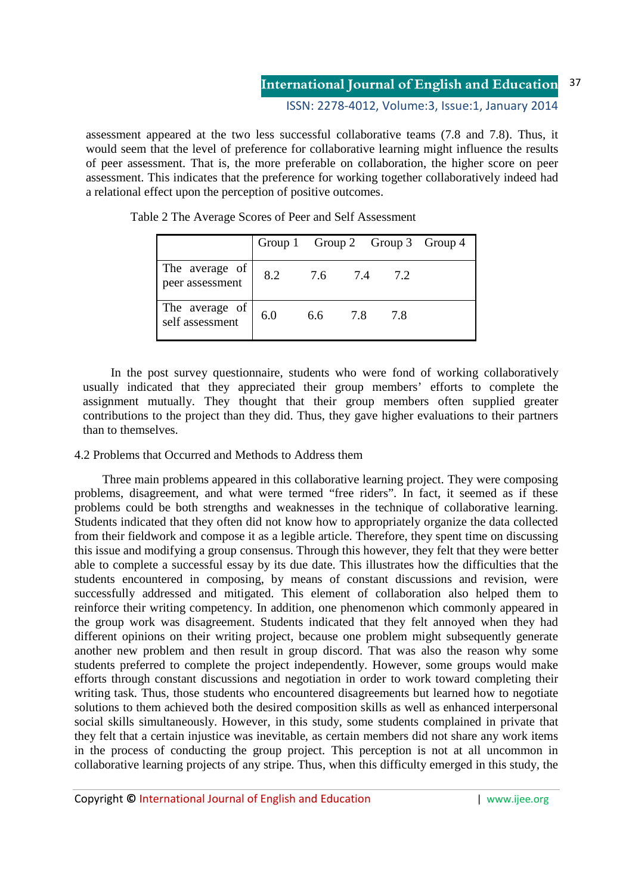assessment appeared at the two less successful collaborative teams (7.8 and 7.8). Thus, it would seem that the level of preference for collaborative learning might influence the results of peer assessment. That is, the more preferable on collaboration, the higher score on peer assessment. This indicates that the preference for working together collaboratively indeed had a relational effect upon the perception of positive outcomes.

Table 2 The Average Scores of Peer and Self Assessment

| | Group 1 | Group 2 | Group 3 | Group 4 |
|---|---|---|---|---|
| The average of peer assessment | 8.2 | 7.6 | 7.4 | 7.2 |
| The average of self assessment | 6.0 | 6.6 | 7.8 | 7.8 |

In the post survey questionnaire, students who were fond of working collaboratively usually indicated that they appreciated their group members' efforts to complete the assignment mutually. They thought that their group members often supplied greater contributions to the project than they did. Thus, they gave higher evaluations to their partners than to themselves.

### 4.2 Problems that Occurred and Methods to Address them

Three main problems appeared in this collaborative learning project. They were composing problems, disagreement, and what were termed "free riders". In fact, it seemed as if these problems could be both strengths and weaknesses in the technique of collaborative learning. Students indicated that they often did not know how to appropriately organize the data collected from their fieldwork and compose it as a legible article. Therefore, they spent time on discussing this issue and modifying a group consensus. Through this however, they felt that they were better able to complete a successful essay by its due date. This illustrates how the difficulties that the students encountered in composing, by means of constant discussions and revision, were successfully addressed and mitigated. This element of collaboration also helped them to reinforce their writing competency. In addition, one phenomenon which commonly appeared in the group work was disagreement. Students indicated that they felt annoyed when they had different opinions on their writing project, because one problem might subsequently generate another new problem and then result in group discord. That was also the reason why some students preferred to complete the project independently. However, some groups would make efforts through constant discussions and negotiation in order to work toward completing their writing task. Thus, those students who encountered disagreements but learned how to negotiate solutions to them achieved both the desired composition skills as well as enhanced interpersonal social skills simultaneously. However, in this study, some students complained in private that they felt that a certain injustice was inevitable, as certain members did not share any work items in the process of conducting the group project. This perception is not at all uncommon in collaborative learning projects of any stripe. Thus, when this difficulty emerged in this study, the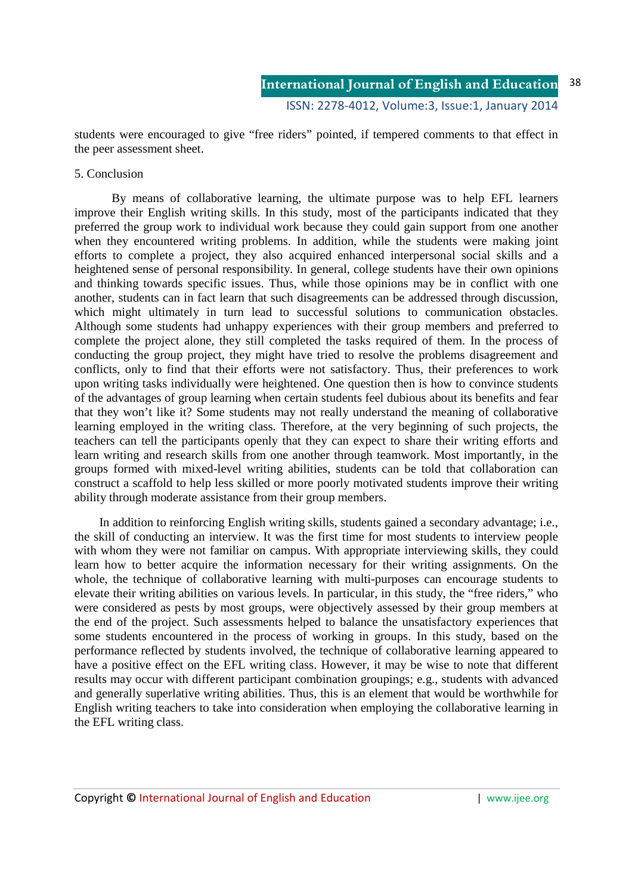students were encouraged to give "free riders" pointed, if tempered comments to that effect in the peer assessment sheet.

## 5. Conclusion

By means of collaborative learning, the ultimate purpose was to help EFL learners improve their English writing skills. In this study, most of the participants indicated that they preferred the group work to individual work because they could gain support from one another when they encountered writing problems. In addition, while the students were making joint efforts to complete a project, they also acquired enhanced interpersonal social skills and a heightened sense of personal responsibility. In general, college students have their own opinions and thinking towards specific issues. Thus, while those opinions may be in conflict with one another, students can in fact learn that such disagreements can be addressed through discussion, which might ultimately in turn lead to successful solutions to communication obstacles. Although some students had unhappy experiences with their group members and preferred to complete the project alone, they still completed the tasks required of them. In the process of conducting the group project, they might have tried to resolve the problems disagreement and conflicts, only to find that their efforts were not satisfactory. Thus, their preferences to work upon writing tasks individually were heightened. One question then is how to convince students of the advantages of group learning when certain students feel dubious about its benefits and fear that they won't like it? Some students may not really understand the meaning of collaborative learning employed in the writing class. Therefore, at the very beginning of such projects, the teachers can tell the participants openly that they can expect to share their writing efforts and learn writing and research skills from one another through teamwork. Most importantly, in the groups formed with mixed-level writing abilities, students can be told that collaboration can construct a scaffold to help less skilled or more poorly motivated students improve their writing ability through moderate assistance from their group members.

In addition to reinforcing English writing skills, students gained a secondary advantage; i.e., the skill of conducting an interview. It was the first time for most students to interview people with whom they were not familiar on campus. With appropriate interviewing skills, they could learn how to better acquire the information necessary for their writing assignments. On the whole, the technique of collaborative learning with multi-purposes can encourage students to elevate their writing abilities on various levels. In particular, in this study, the "free riders," who were considered as pests by most groups, were objectively assessed by their group members at the end of the project. Such assessments helped to balance the unsatisfactory experiences that some students encountered in the process of working in groups. In this study, based on the performance reflected by students involved, the technique of collaborative learning appeared to have a positive effect on the EFL writing class. However, it may be wise to note that different results may occur with different participant combination groupings; e.g., students with advanced and generally superlative writing abilities. Thus, this is an element that would be worthwhile for English writing teachers to take into consideration when employing the collaborative learning in the EFL writing class.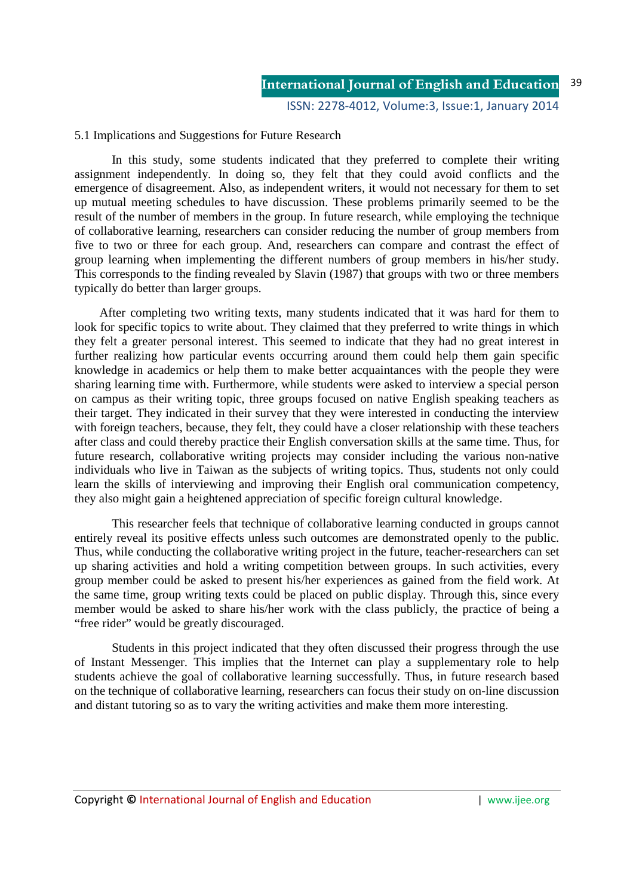### 5.1 Implications and Suggestions for Future Research

In this study, some students indicated that they preferred to complete their writing assignment independently. In doing so, they felt that they could avoid conflicts and the emergence of disagreement. Also, as independent writers, it would not necessary for them to set up mutual meeting schedules to have discussion. These problems primarily seemed to be the result of the number of members in the group. In future research, while employing the technique of collaborative learning, researchers can consider reducing the number of group members from five to two or three for each group. And, researchers can compare and contrast the effect of group learning when implementing the different numbers of group members in his/her study. This corresponds to the finding revealed by Slavin (1987) that groups with two or three members typically do better than larger groups.

After completing two writing texts, many students indicated that it was hard for them to look for specific topics to write about. They claimed that they preferred to write things in which they felt a greater personal interest. This seemed to indicate that they had no great interest in further realizing how particular events occurring around them could help them gain specific knowledge in academics or help them to make better acquaintances with the people they were sharing learning time with. Furthermore, while students were asked to interview a special person on campus as their writing topic, three groups focused on native English speaking teachers as their target. They indicated in their survey that they were interested in conducting the interview with foreign teachers, because, they felt, they could have a closer relationship with these teachers after class and could thereby practice their English conversation skills at the same time. Thus, for future research, collaborative writing projects may consider including the various non-native individuals who live in Taiwan as the subjects of writing topics. Thus, students not only could learn the skills of interviewing and improving their English oral communication competency, they also might gain a heightened appreciation of specific foreign cultural knowledge.

This researcher feels that technique of collaborative learning conducted in groups cannot entirely reveal its positive effects unless such outcomes are demonstrated openly to the public. Thus, while conducting the collaborative writing project in the future, teacher-researchers can set up sharing activities and hold a writing competition between groups. In such activities, every group member could be asked to present his/her experiences as gained from the field work. At the same time, group writing texts could be placed on public display. Through this, since every member would be asked to share his/her work with the class publicly, the practice of being a "free rider" would be greatly discouraged.

Students in this project indicated that they often discussed their progress through the use of Instant Messenger. This implies that the Internet can play a supplementary role to help students achieve the goal of collaborative learning successfully. Thus, in future research based on the technique of collaborative learning, researchers can focus their study on on-line discussion and distant tutoring so as to vary the writing activities and make them more interesting.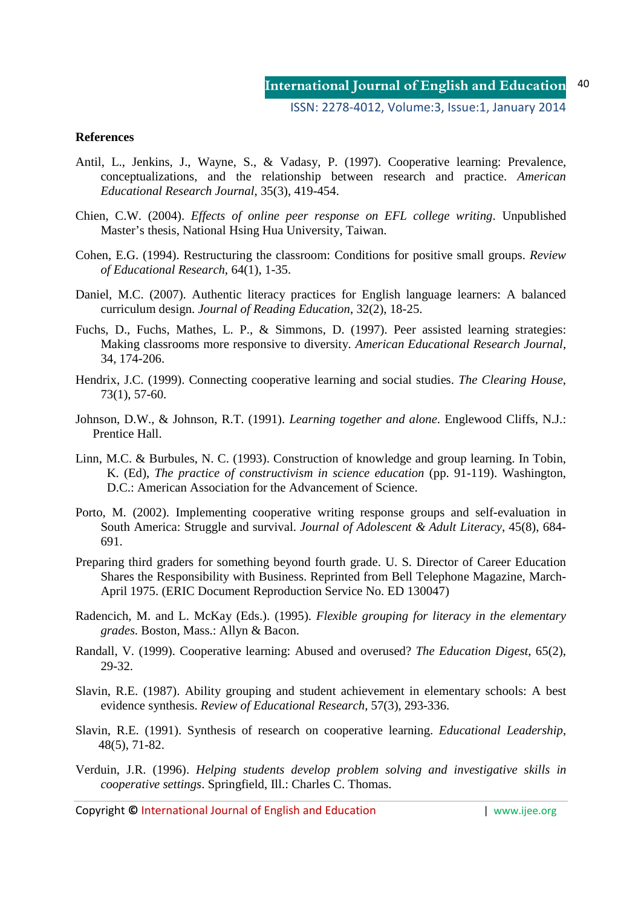**References**

Antil, L., Jenkins, J., Wayne, S., & Vadasy, P. (1997). Cooperative learning: Prevalence, conceptualizations, and the relationship between research and practice. *American Educational Research Journal*, 35(3), 419-454.

Chien, C.W. (2004). *Effects of online peer response on EFL college writing*. Unpublished Master's thesis, National Hsing Hua University, Taiwan.

Cohen, E.G. (1994). Restructuring the classroom: Conditions for positive small groups. *Review of Educational Research*, 64(1), 1-35.

Daniel, M.C. (2007). Authentic literacy practices for English language learners: A balanced curriculum design. *Journal of Reading Education*, 32(2), 18-25.

Fuchs, D., Fuchs, Mathes, L. P., & Simmons, D. (1997). Peer assisted learning strategies: Making classrooms more responsive to diversity. *American Educational Research Journal*, 34, 174-206.

Hendrix, J.C. (1999). Connecting cooperative learning and social studies. *The Clearing House*, 73(1), 57-60.

Johnson, D.W., & Johnson, R.T. (1991). *Learning together and alone*. Englewood Cliffs, N.J.: Prentice Hall.

Linn, M.C. & Burbules, N. C. (1993). Construction of knowledge and group learning. In Tobin, K. (Ed), *The practice of constructivism in science education* (pp. 91-119). Washington, D.C.: American Association for the Advancement of Science.

Porto, M. (2002). Implementing cooperative writing response groups and self-evaluation in South America: Struggle and survival. *Journal of Adolescent & Adult Literacy*, 45(8), 684-691.

Preparing third graders for something beyond fourth grade. U. S. Director of Career Education Shares the Responsibility with Business. Reprinted from Bell Telephone Magazine, March-April 1975. (ERIC Document Reproduction Service No. ED 130047)

Radencich, M. and L. McKay (Eds.). (1995). *Flexible grouping for literacy in the elementary grades*. Boston, Mass.: Allyn & Bacon.

Randall, V. (1999). Cooperative learning: Abused and overused? *The Education Digest*, 65(2), 29-32.

Slavin, R.E. (1987). Ability grouping and student achievement in elementary schools: A best evidence synthesis. *Review of Educational Research*, 57(3), 293-336.

Slavin, R.E. (1991). Synthesis of research on cooperative learning. *Educational Leadership*, 48(5), 71-82.

Verduin, J.R. (1996). *Helping students develop problem solving and investigative skills in cooperative settings*. Springfield, Ill.: Charles C. Thomas.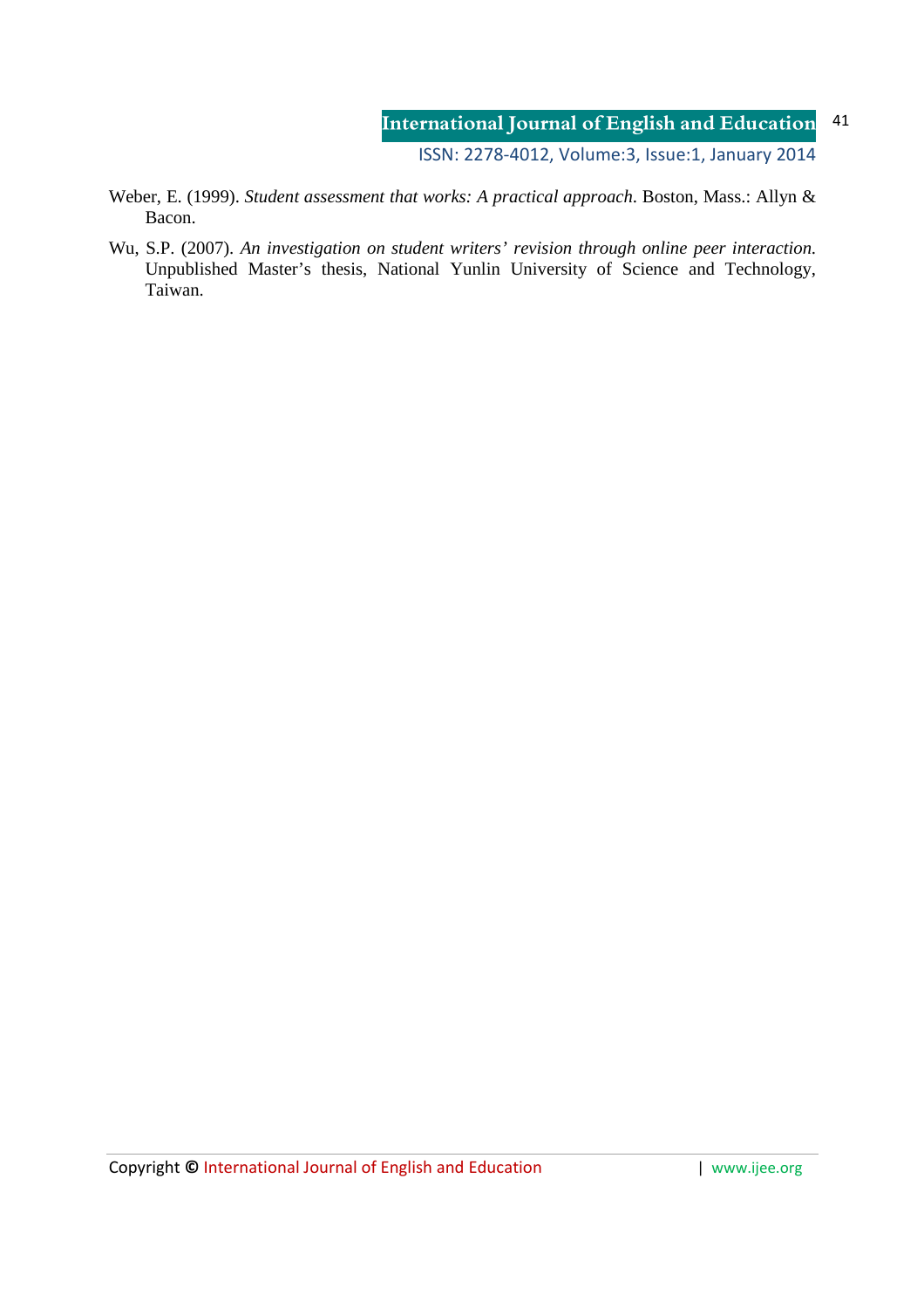Weber, E. (1999). *Student assessment that works: A practical approach*. Boston, Mass.: Allyn & Bacon.

Wu, S.P. (2007). *An investigation on student writers' revision through online peer interaction*. Unpublished Master's thesis, National Yunlin University of Science and Technology, Taiwan.